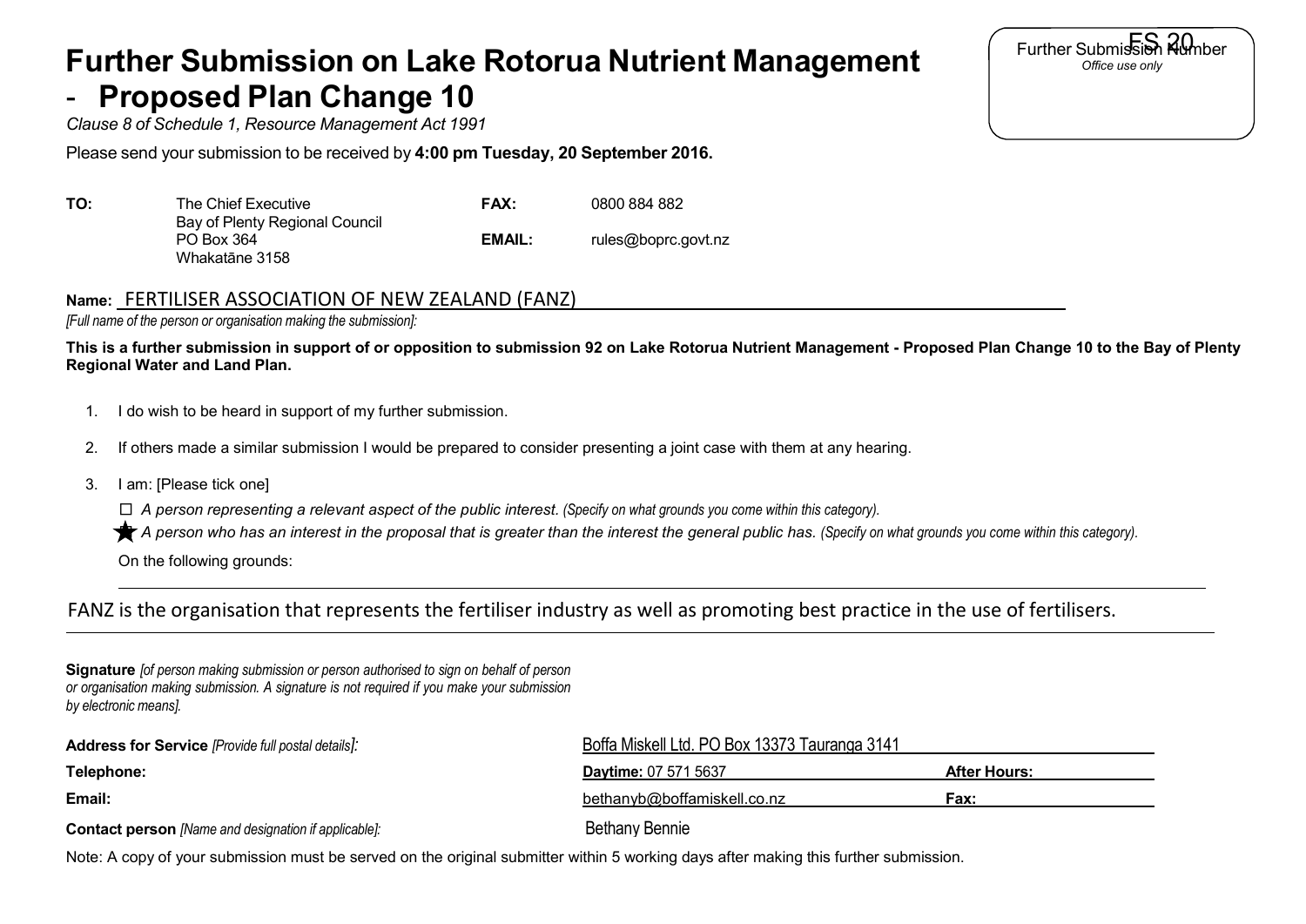# Further Submission on Lake Rotorua Nutrient Management - Proposed Plan Change 10

Further Submission Number FS 20
*Office use only*

*Clause 8 of Schedule 1, Resource Management Act 1991*

Please send your submission to be received by **4:00 pm Tuesday, 20 September 2016.**

| | | | |
|---|---|---|---|
| **TO:** | The Chief Executive<br>Bay of Plenty Regional Council<br>PO Box 364<br>Whakatāne 3158 | **FAX:**<br><br>**EMAIL:** | 0800 884 882<br><br>rules@boprc.govt.nz |

**Name:** FERTILISER ASSOCIATION OF NEW ZEALAND (FANZ)
*[Full name of the person or organisation making the submission]:*

**This is a further submission in support of or opposition to submission 92 on Lake Rotorua Nutrient Management - Proposed Plan Change 10 to the Bay of Plenty Regional Water and Land Plan.**

1. I do wish to be heard in support of my further submission.
2. If others made a similar submission I would be prepared to consider presenting a joint case with them at any hearing.
3. I am: [Please tick one]

   ☐ *A person representing a relevant aspect of the public interest. (Specify on what grounds you come within this category).*

   ★ *A person who has an interest in the proposal that is greater than the interest the general public has. (Specify on what grounds you come within this category).*

   On the following grounds:

FANZ is the organisation that represents the fertiliser industry as well as promoting best practice in the use of fertilisers.

**Signature** *[of person making submission or person authorised to sign on behalf of person or organisation making submission. A signature is not required if you make your submission by electronic means].*

| | | |
|---|---|---|
| **Address for Service** *[Provide full postal details]:* | Boffa Miskell Ltd. PO Box 13373 Tauranga 3141 | |
| **Telephone:** | **Daytime:** 07 571 5637 | **After Hours:** |
| **Email:** | bethanyb@boffamiskell.co.nz | **Fax:** |
| **Contact person** *[Name and designation if applicable]:* | Bethany Bennie | |

Note: A copy of your submission must be served on the original submitter within 5 working days after making this further submission.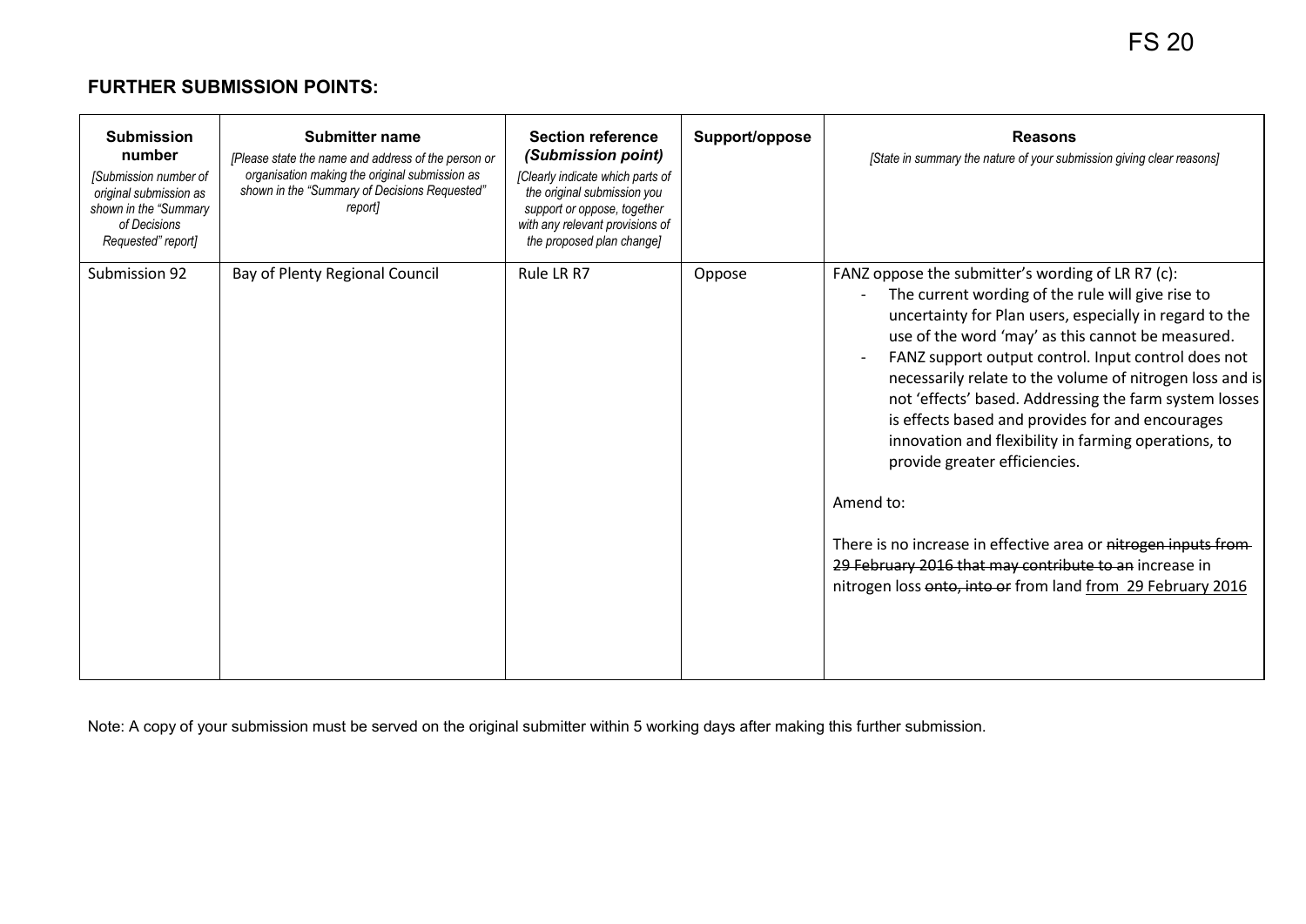FS 20

## FURTHER SUBMISSION POINTS:

| **Submission number** *[Submission number of original submission as shown in the "Summary of Decisions Requested" report]* | **Submitter name** *[Please state the name and address of the person or organisation making the original submission as shown in the "Summary of Decisions Requested" report]* | **Section reference *(Submission point)*** *[Clearly indicate which parts of the original submission you support or oppose, together with any relevant provisions of the proposed plan change]* | **Support/oppose** | **Reasons** *[State in summary the nature of your submission giving clear reasons]* |
|---|---|---|---|---|
| Submission 92 | Bay of Plenty Regional Council | Rule LR R7 | Oppose | FANZ oppose the submitter's wording of LR R7 (c):<br>- The current wording of the rule will give rise to uncertainty for Plan users, especially in regard to the use of the word 'may' as this cannot be measured.<br>- FANZ support output control. Input control does not necessarily relate to the volume of nitrogen loss and is not 'effects' based. Addressing the farm system losses is effects based and provides for and encourages innovation and flexibility in farming operations, to provide greater efficiencies.<br><br>Amend to:<br><br>There is no increase in effective area or ~~nitrogen inputs from 29 February 2016 that may contribute to an~~ increase in nitrogen loss ~~onto, into or~~ from land <u>from 29 February 2016</u> |

Note: A copy of your submission must be served on the original submitter within 5 working days after making this further submission.